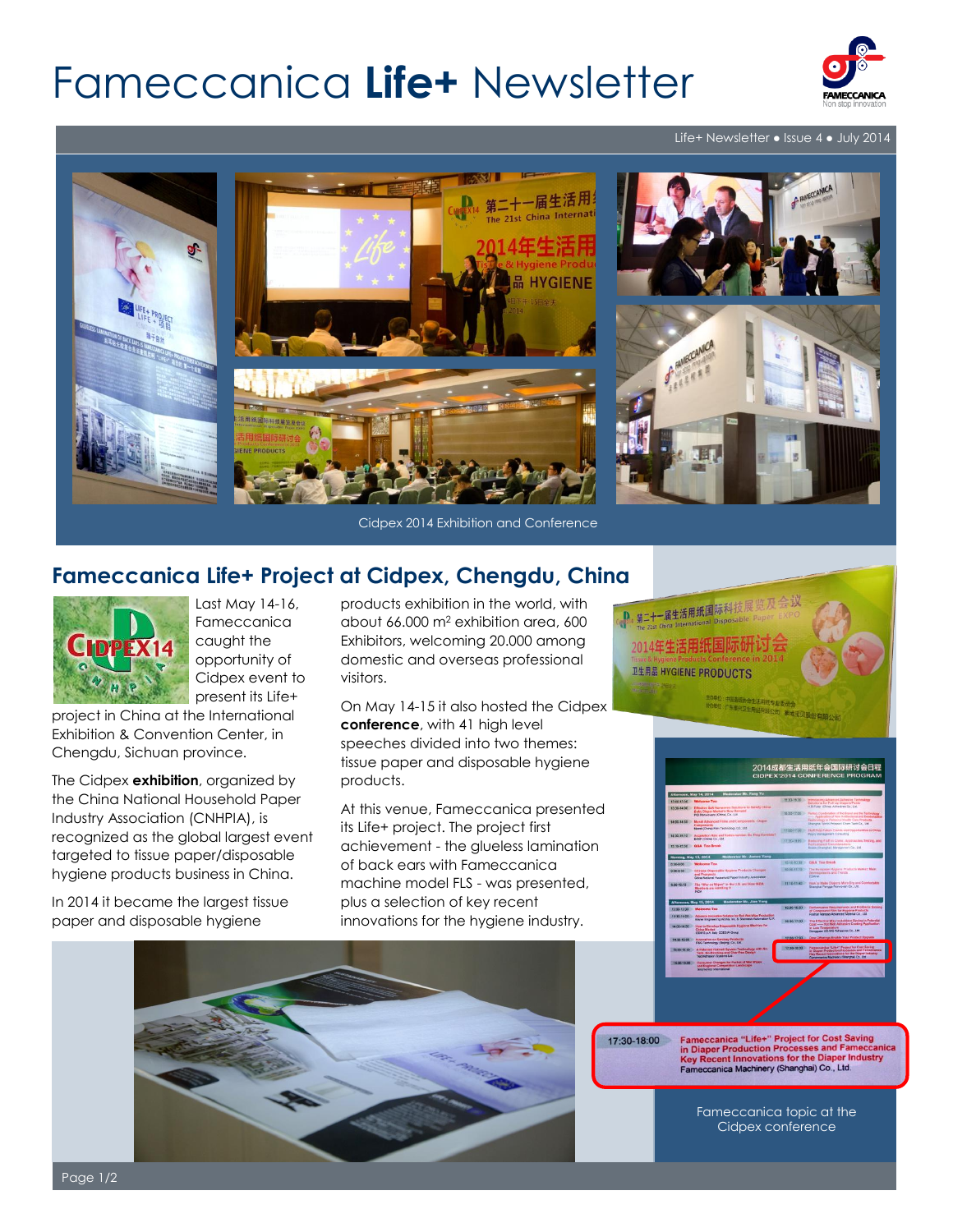# Fameccanica **Life+** Newsletter

Life+ Newsletter • Issue 4 • July 2014

Cidpex 2014 Exhibition and Conference

## Fameccanica Life+ Project at Cidpex, Chengdu, China

Last May 14-16, Fameccanica caught the opportunity of Cidpex event to present its Life+ project in China at the International Exhibition & Convention Center, in Chengdu, Sichuan province.

The Cidpex **exhibition**, organized by the China National Household Paper Industry Association (CNHPIA), is recognized as the global largest event targeted to tissue paper/disposable hygiene products business in China.

In 2014 it became the largest tissue paper and disposable hygiene products exhibition in the world, with about 66.000 m$^2$ exhibition area, 600 Exhibitors, welcoming 20.000 among domestic and overseas professional visitors.

On May 14-15 it also hosted the Cidpex **conference**, with 41 high level speeches divided into two themes: tissue paper and disposable hygiene products.

At this venue, Fameccanica presented its Life+ project. The project first achievement - the glueless lamination of back ears with Fameccanica machine model FLS - was presented, plus a selection of key recent innovations for the hygiene industry.

17:30-18:00 Fameccanica "Life+" Project for Cost Saving in Diaper Production Processes and Fameccanica Key Recent Innovations for the Diaper Industry
Fameccanica Machinery (Shanghai) Co., Ltd.

Fameccanica topic at the Cidpex conference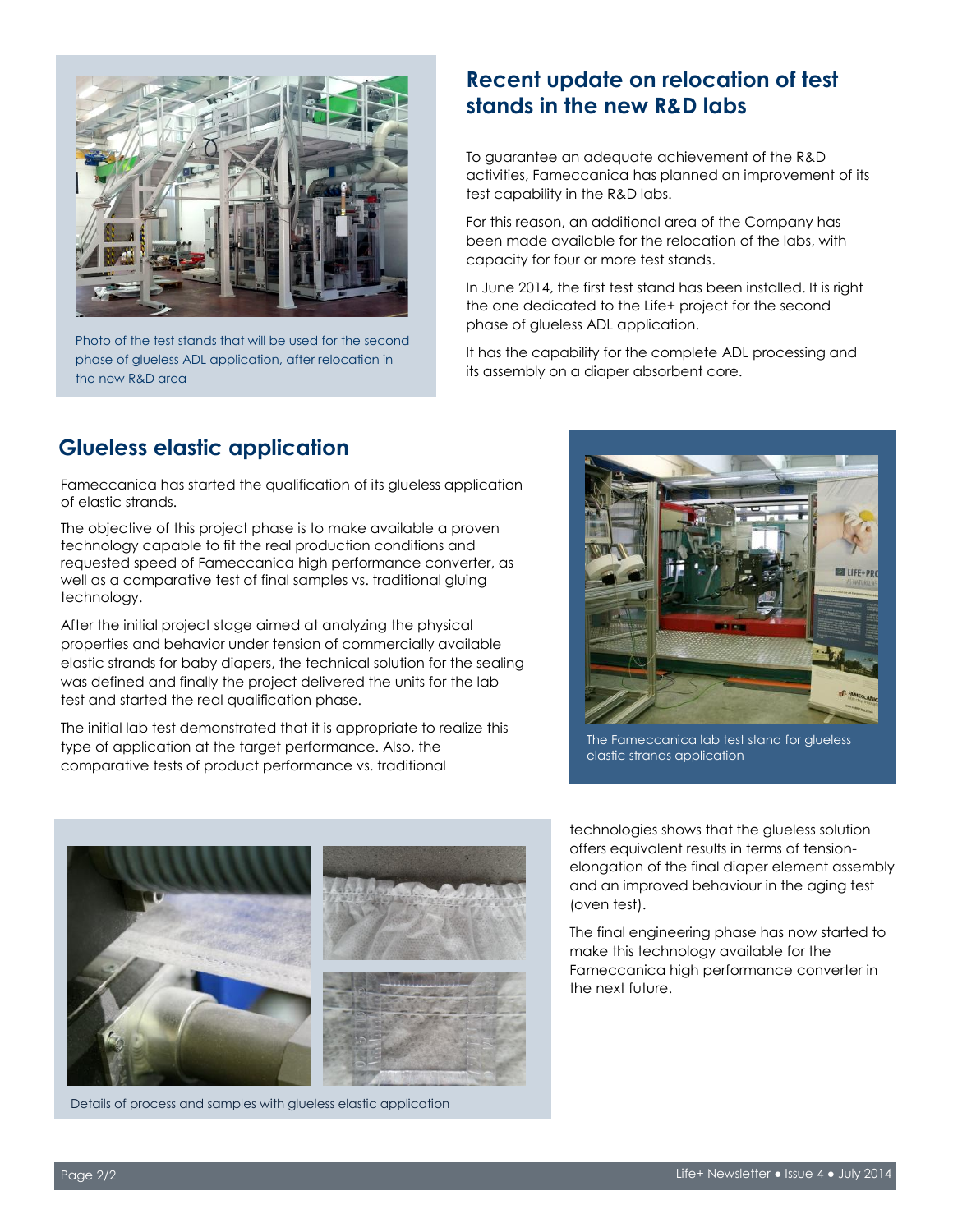Photo of the test stands that will be used for the second phase of glueless ADL application, after relocation in the new R&D area

## Recent update on relocation of test stands in the new R&D labs

To guarantee an adequate achievement of the R&D activities, Fameccanica has planned an improvement of its test capability in the R&D labs.

For this reason, an additional area of the Company has been made available for the relocation of the labs, with capacity for four or more test stands.

In June 2014, the first test stand has been installed. It is right the one dedicated to the Life+ project for the second phase of glueless ADL application.

It has the capability for the complete ADL processing and its assembly on a diaper absorbent core.

## Glueless elastic application

Fameccanica has started the qualification of its glueless application of elastic strands.

The objective of this project phase is to make available a proven technology capable to fit the real production conditions and requested speed of Fameccanica high performance converter, as well as a comparative test of final samples vs. traditional gluing technology.

After the initial project stage aimed at analyzing the physical properties and behavior under tension of commercially available elastic strands for baby diapers, the technical solution for the sealing was defined and finally the project delivered the units for the lab test and started the real qualification phase.

The initial lab test demonstrated that it is appropriate to realize this type of application at the target performance. Also, the comparative tests of product performance vs. traditional technologies shows that the glueless solution offers equivalent results in terms of tension-elongation of the final diaper element assembly and an improved behaviour in the aging test (oven test).

The final engineering phase has now started to make this technology available for the Fameccanica high performance converter in the next future.

The Fameccanica lab test stand for glueless elastic strands application

Details of process and samples with glueless elastic application